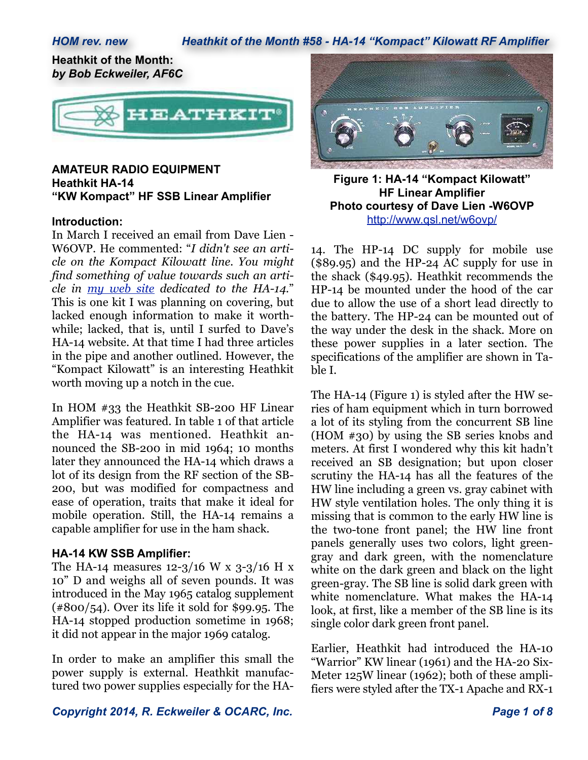**Heathkit of the Month:**
***by Bob Eckweiler, AF6C***

**AMATEUR RADIO EQUIPMENT**
**Heathkit HA-14**
**"KW Kompact" HF SSB Linear Amplifier**

### Introduction:

In March I received an email from Dave Lien - W6OVP. He commented: "*I didn't see an article on the Kompact Kilowatt line. You might find something of value towards such an article in my web site dedicated to the HA-14.*" This is one kit I was planning on covering, but lacked enough information to make it worthwhile; lacked, that is, until I surfed to Dave's HA-14 website. At that time I had three articles in the pipe and another outlined. However, the "Kompact Kilowatt" is an interesting Heathkit worth moving up a notch in the cue.

In HOM #33 the Heathkit SB-200 HF Linear Amplifier was featured. In table 1 of that article the HA-14 was mentioned. Heathkit announced the SB-200 in mid 1964; 10 months later they announced the HA-14 which draws a lot of its design from the RF section of the SB-200, but was modified for compactness and ease of operation, traits that make it ideal for mobile operation. Still, the HA-14 remains a capable amplifier for use in the ham shack.

### HA-14 KW SSB Amplifier:

The HA-14 measures 12-3/16 W x 3-3/16 H x 10" D and weighs all of seven pounds. It was introduced in the May 1965 catalog supplement (#800/54). Over its life it sold for $99.95. The HA-14 stopped production sometime in 1968; it did not appear in the major 1969 catalog.

In order to make an amplifier this small the power supply is external. Heathkit manufactured two power supplies especially for the HA-14. The HP-14 DC supply for mobile use ($89.95) and the HP-24 AC supply for use in the shack ($49.95). Heathkit recommends the HP-14 be mounted under the hood of the car due to allow the use of a short lead directly to the battery. The HP-24 can be mounted out of the way under the desk in the shack. More on these power supplies in a later section. The specifications of the amplifier are shown in Table I.

**Figure 1: HA-14 "Kompact Kilowatt" HF Linear Amplifier Photo courtesy of Dave Lien -W6OVP**
http://www.qsl.net/w6ovp/

The HA-14 (Figure 1) is styled after the HW series of ham equipment which in turn borrowed a lot of its styling from the concurrent SB line (HOM #30) by using the SB series knobs and meters. At first I wondered why this kit hadn't received an SB designation; but upon closer scrutiny the HA-14 has all the features of the HW line including a green vs. gray cabinet with HW style ventilation holes. The only thing it is missing that is common to the early HW line is the two-tone front panel; the HW line front panels generally uses two colors, light green-gray and dark green, with the nomenclature white on the dark green and black on the light green-gray. The SB line is solid dark green with white nomenclature. What makes the HA-14 look, at first, like a member of the SB line is its single color dark green front panel.

Earlier, Heathkit had introduced the HA-10 "Warrior" KW linear (1961) and the HA-20 Six-Meter 125W linear (1962); both of these amplifiers were styled after the TX-1 Apache and RX-1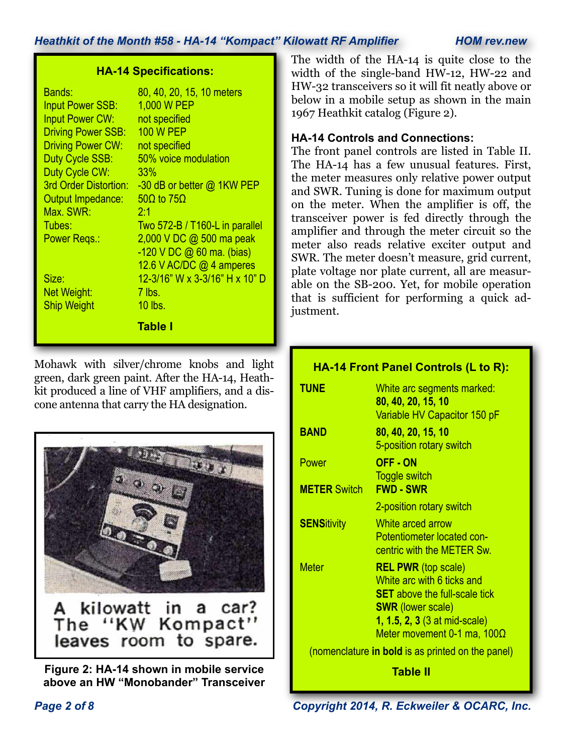**HA-14 Specifications:**

| | |
|---|---|
| Bands: | 80, 40, 20, 15, 10 meters |
| Input Power SSB: | 1,000 W PEP |
| Input Power CW: | not specified |
| Driving Power SSB: | 100 W PEP |
| Driving Power CW: | not specified |
| Duty Cycle SSB: | 50% voice modulation |
| Duty Cycle CW: | 33% |
| 3rd Order Distortion: | -30 dB or better @ 1KW PEP |
| Output Impedance: | 50Ω to 75Ω |
| Max. SWR: | 2:1 |
| Tubes: | Two 572-B / T160-L in parallel |
| Power Reqs.: | 2,000 V DC @ 500 ma peak<br>-120 V DC @ 60 ma. (bias)<br>12.6 V AC/DC @ 4 amperes |
| Size: | 12-3/16" W x 3-3/16" H x 10" D |
| Net Weight: | 7 lbs. |
| Ship Weight | 10 lbs. |

**Table I**

Mohawk with silver/chrome knobs and light green, dark green paint. After the HA-14, Heathkit produced a line of VHF amplifiers, and a discone antenna that carry the HA designation.

A kilowatt in a car? The "KW Kompact" leaves room to spare.

**Figure 2: HA-14 shown in mobile service above an HW "Monobander" Transceiver**

The width of the HA-14 is quite close to the width of the single-band HW-12, HW-22 and HW-32 transceivers so it will fit neatly above or below in a mobile setup as shown in the main 1967 Heathkit catalog (Figure 2).

### HA-14 Controls and Connections:

The front panel controls are listed in Table II. The HA-14 has a few unusual features. First, the meter measures only relative power output and SWR. Tuning is done for maximum output on the meter. When the amplifier is off, the transceiver power is fed directly through the amplifier and through the meter circuit so the meter also reads relative exciter output and SWR. The meter doesn't measure, grid current, plate voltage nor plate current, all are measurable on the SB-200. Yet, for mobile operation that is sufficient for performing a quick adjustment.

**HA-14 Front Panel Controls (L to R):**

| | |
|---|---|
| **TUNE** | White arc segments marked: **80, 40, 20, 15, 10**<br>Variable HV Capacitor 150 pF |
| **BAND** | **80, 40, 20, 15, 10**<br>5-position rotary switch |
| Power | **OFF - ON**<br>Toggle switch |
| **METER** Switch | **FWD - SWR**<br>2-position rotary switch |
| **SENS**itivity | White arced arrow<br>Potentiometer located concentric with the METER Sw. |
| Meter | **REL PWR** (top scale)<br>White arc with 6 ticks and **SET** above the full-scale tick<br>**SWR** (lower scale)<br>**1, 1.5, 2, 3** (3 at mid-scale)<br>Meter movement 0-1 ma, 100Ω |

(nomenclature **in bold** is as printed on the panel)

**Table II**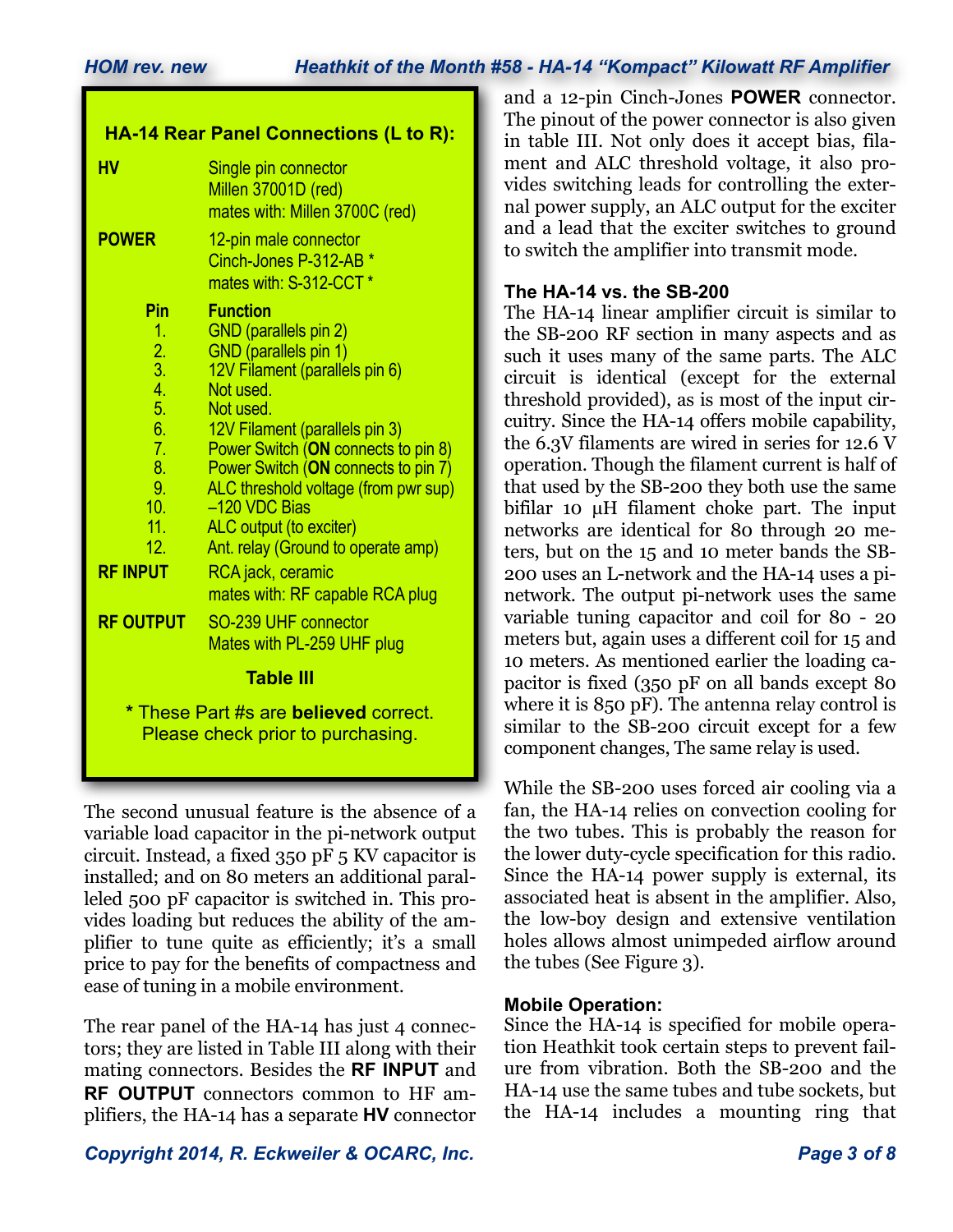## HA-14 Rear Panel Connections (L to R):

| Connector | Details |
|---|---|
| **HV** | Single pin connector<br>Millen 37001D (red)<br>mates with: Millen 3700C (red) |
| **POWER** | 12-pin male connector<br>Cinch-Jones P-312-AB *<br>mates with: S-312-CCT * |

| Pin | Function |
|---|---|
| 1. | GND (parallels pin 2) |
| 2. | GND (parallels pin 1) |
| 3. | 12V Filament (parallels pin 6) |
| 4. | Not used. |
| 5. | Not used. |
| 6. | 12V Filament (parallels pin 3) |
| 7. | Power Switch (**ON** connects to pin 8) |
| 8. | Power Switch (**ON** connects to pin 7) |
| 9. | ALC threshold voltage (from pwr sup) |
| 10. | –120 VDC Bias |
| 11. | ALC output (to exciter) |
| 12. | Ant. relay (Ground to operate amp) |

| Connector | Details |
|---|---|
| **RF INPUT** | RCA jack, ceramic<br>mates with: RF capable RCA plug |
| **RF OUTPUT** | SO-239 UHF connector<br>Mates with PL-259 UHF plug |

**Table III**

* These Part #s are **believed** correct. Please check prior to purchasing.

The second unusual feature is the absence of a variable load capacitor in the pi-network output circuit. Instead, a fixed 350 pF 5 KV capacitor is installed; and on 80 meters an additional paralleled 500 pF capacitor is switched in. This provides loading but reduces the ability of the amplifier to tune quite as efficiently; it's a small price to pay for the benefits of compactness and ease of tuning in a mobile environment.

The rear panel of the HA-14 has just 4 connectors; they are listed in Table III along with their mating connectors. Besides the **RF INPUT** and **RF OUTPUT** connectors common to HF amplifiers, the HA-14 has a separate **HV** connector and a 12-pin Cinch-Jones **POWER** connector. The pinout of the power connector is also given in table III. Not only does it accept bias, filament and ALC threshold voltage, it also provides switching leads for controlling the external power supply, an ALC output for the exciter and a lead that the exciter switches to ground to switch the amplifier into transmit mode.

### The HA-14 vs. the SB-200

The HA-14 linear amplifier circuit is similar to the SB-200 RF section in many aspects and as such it uses many of the same parts. The ALC circuit is identical (except for the external threshold provided), as is most of the input circuitry. Since the HA-14 offers mobile capability, the 6.3V filaments are wired in series for 12.6 V operation. Though the filament current is half of that used by the SB-200 they both use the same bifilar 10 µH filament choke part. The input networks are identical for 80 through 20 meters, but on the 15 and 10 meter bands the SB-200 uses an L-network and the HA-14 uses a pi-network. The output pi-network uses the same variable tuning capacitor and coil for 80 - 20 meters but, again uses a different coil for 15 and 10 meters. As mentioned earlier the loading capacitor is fixed (350 pF on all bands except 80 where it is 850 pF). The antenna relay control is similar to the SB-200 circuit except for a few component changes, The same relay is used.

While the SB-200 uses forced air cooling via a fan, the HA-14 relies on convection cooling for the two tubes. This is probably the reason for the lower duty-cycle specification for this radio. Since the HA-14 power supply is external, its associated heat is absent in the amplifier. Also, the low-boy design and extensive ventilation holes allows almost unimpeded airflow around the tubes (See Figure 3).

### Mobile Operation:

Since the HA-14 is specified for mobile operation Heathkit took certain steps to prevent failure from vibration. Both the SB-200 and the HA-14 use the same tubes and tube sockets, but the HA-14 includes a mounting ring that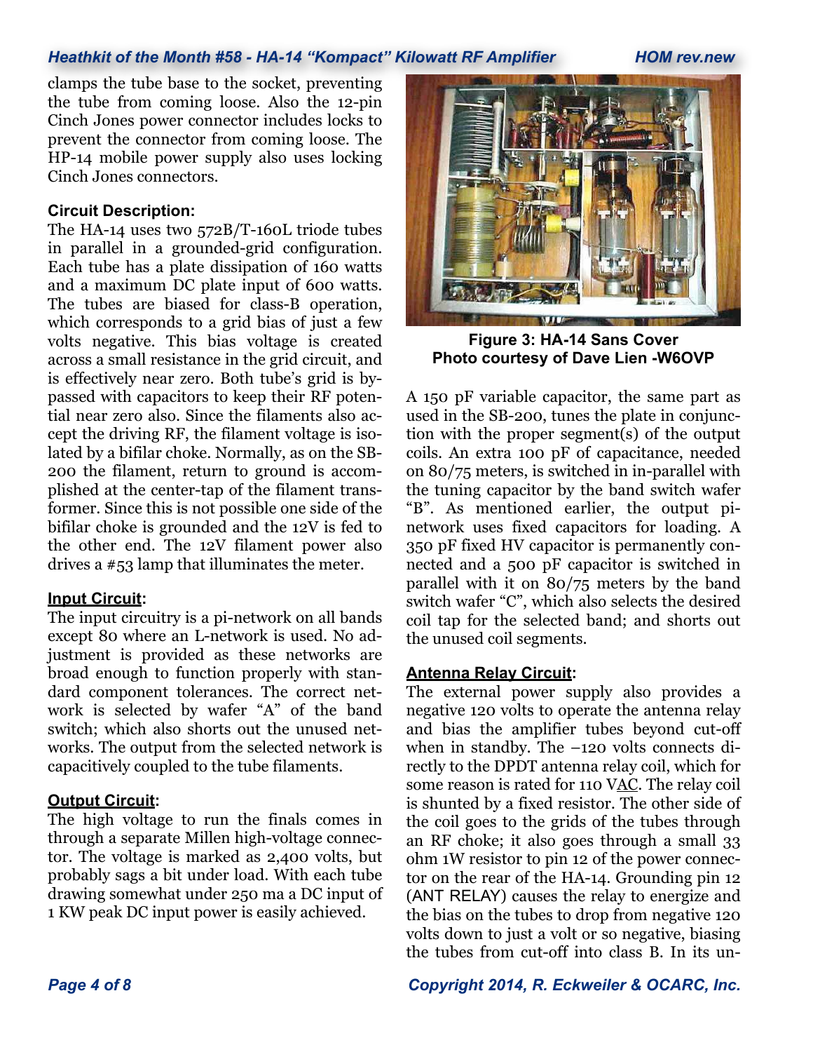clamps the tube base to the socket, preventing the tube from coming loose. Also the 12-pin Cinch Jones power connector includes locks to prevent the connector from coming loose. The HP-14 mobile power supply also uses locking Cinch Jones connectors.

**Circuit Description:**

The HA-14 uses two 572B/T-160L triode tubes in parallel in a grounded-grid configuration. Each tube has a plate dissipation of 160 watts and a maximum DC plate input of 600 watts. The tubes are biased for class-B operation, which corresponds to a grid bias of just a few volts negative. This bias voltage is created across a small resistance in the grid circuit, and is effectively near zero. Both tube's grid is bypassed with capacitors to keep their RF potential near zero also. Since the filaments also accept the driving RF, the filament voltage is isolated by a bifilar choke. Normally, as on the SB-200 the filament, return to ground is accomplished at the center-tap of the filament transformer. Since this is not possible one side of the bifilar choke is grounded and the 12V is fed to the other end. The 12V filament power also drives a #53 lamp that illuminates the meter.

**Input Circuit:**

The input circuitry is a pi-network on all bands except 80 where an L-network is used. No adjustment is provided as these networks are broad enough to function properly with standard component tolerances. The correct network is selected by wafer "A" of the band switch; which also shorts out the unused networks. The output from the selected network is capacitively coupled to the tube filaments.

**Output Circuit:**

The high voltage to run the finals comes in through a separate Millen high-voltage connector. The voltage is marked as 2,400 volts, but probably sags a bit under load. With each tube drawing somewhat under 250 ma a DC input of 1 KW peak DC input power is easily achieved.

**Figure 3: HA-14 Sans Cover**
**Photo courtesy of Dave Lien -W6OVP**

A 150 pF variable capacitor, the same part as used in the SB-200, tunes the plate in conjunction with the proper segment(s) of the output coils. An extra 100 pF of capacitance, needed on 80/75 meters, is switched in-parallel with the tuning capacitor by the band switch wafer "B". As mentioned earlier, the output pi-network uses fixed capacitors for loading. A 350 pF fixed HV capacitor is permanently connected and a 500 pF capacitor is switched in parallel with it on 80/75 meters by the band switch wafer "C", which also selects the desired coil tap for the selected band; and shorts out the unused coil segments.

**Antenna Relay Circuit:**

The external power supply also provides a negative 120 volts to operate the antenna relay and bias the amplifier tubes beyond cut-off when in standby. The –120 volts connects directly to the DPDT antenna relay coil, which for some reason is rated for 110 VAC. The relay coil is shunted by a fixed resistor. The other side of the coil goes to the grids of the tubes through an RF choke; it also goes through a small 33 ohm 1W resistor to pin 12 of the power connector on the rear of the HA-14. Grounding pin 12 (ANT RELAY) causes the relay to energize and the bias on the tubes to drop from negative 120 volts down to just a volt or so negative, biasing the tubes from cut-off into class B. In its un-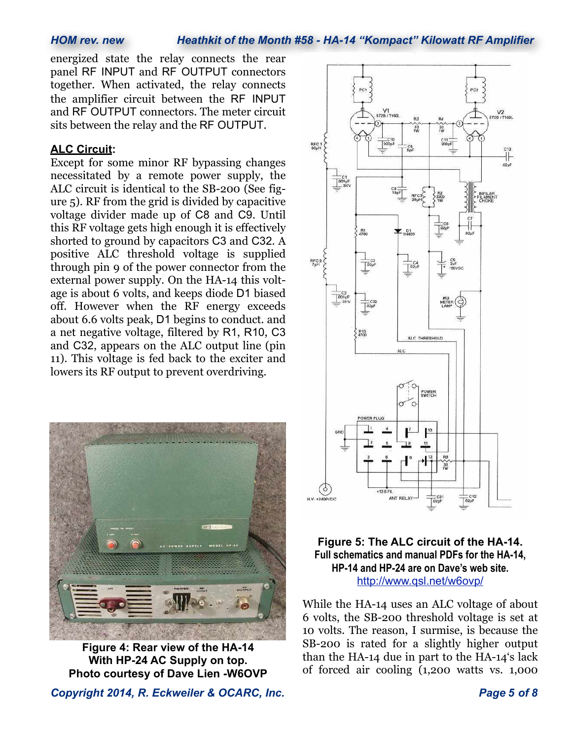energized state the relay connects the rear panel RF INPUT and RF OUTPUT connectors together. When activated, the relay connects the amplifier circuit between the RF INPUT and RF OUTPUT connectors. The meter circuit sits between the relay and the RF OUTPUT.

**ALC Circuit:**

Except for some minor RF bypassing changes necessitated by a remote power supply, the ALC circuit is identical to the SB-200 (See figure 5). RF from the grid is divided by capacitive voltage divider made up of C8 and C9. Until this RF voltage gets high enough it is effectively shorted to ground by capacitors C3 and C32. A positive ALC threshold voltage is supplied through pin 9 of the power connector from the external power supply. On the HA-14 this voltage is about 6 volts, and keeps diode D1 biased off. However when the RF energy exceeds about 6.6 volts peak, D1 begins to conduct. and a net negative voltage, filtered by R1, R10, C3 and C32, appears on the ALC output line (pin 11). This voltage is fed back to the exciter and lowers its RF output to prevent overdriving.

**Figure 4: Rear view of the HA-14 With HP-24 AC Supply on top. Photo courtesy of Dave Lien -W6OVP**

**Figure 5: The ALC circuit of the HA-14. Full schematics and manual PDFs for the HA-14, HP-14 and HP-24 are on Dave's web site.** http://www.qsl.net/w6ovp/

While the HA-14 uses an ALC voltage of about 6 volts, the SB-200 threshold voltage is set at 10 volts. The reason, I surmise, is because the SB-200 is rated for a slightly higher output than the HA-14 due in part to the HA-14's lack of forced air cooling (1,200 watts vs. 1,000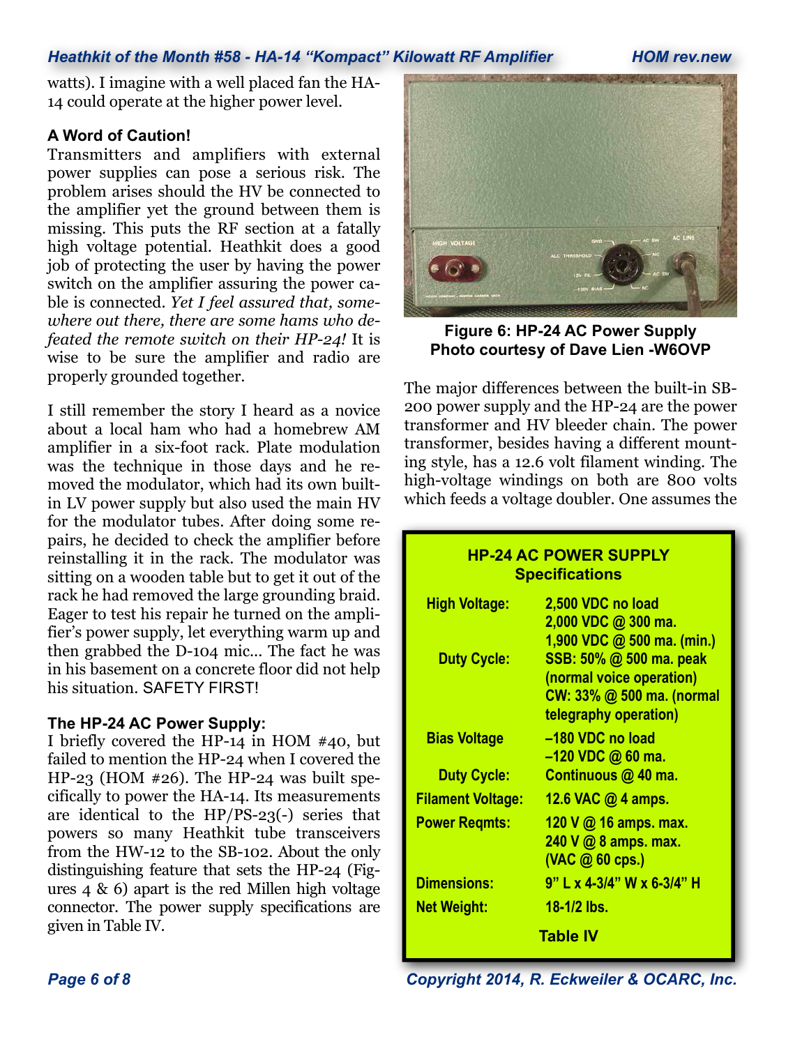watts). I imagine with a well placed fan the HA-14 could operate at the higher power level.

### A Word of Caution!

Transmitters and amplifiers with external power supplies can pose a serious risk. The problem arises should the HV be connected to the amplifier yet the ground between them is missing. This puts the RF section at a fatally high voltage potential. Heathkit does a good job of protecting the user by having the power switch on the amplifier assuring the power cable is connected. *Yet I feel assured that, somewhere out there, there are some hams who defeated the remote switch on their HP-24!* It is wise to be sure the amplifier and radio are properly grounded together.

I still remember the story I heard as a novice about a local ham who had a homebrew AM amplifier in a six-foot rack. Plate modulation was the technique in those days and he removed the modulator, which had its own built-in LV power supply but also used the main HV for the modulator tubes. After doing some repairs, he decided to check the amplifier before reinstalling it in the rack. The modulator was sitting on a wooden table but to get it out of the rack he had removed the large grounding braid. Eager to test his repair he turned on the amplifier's power supply, let everything warm up and then grabbed the D-104 mic... The fact he was in his basement on a concrete floor did not help his situation. SAFETY FIRST!

### The HP-24 AC Power Supply:

I briefly covered the HP-14 in HOM #40, but failed to mention the HP-24 when I covered the HP-23 (HOM #26). The HP-24 was built specifically to power the HA-14. Its measurements are identical to the HP/PS-23(-) series that powers so many Heathkit tube transceivers from the HW-12 to the SB-102. About the only distinguishing feature that sets the HP-24 (Figures 4 & 6) apart is the red Millen high voltage connector. The power supply specifications are given in Table IV.

**Figure 6: HP-24 AC Power Supply**
**Photo courtesy of Dave Lien -W6OVP**

The major differences between the built-in SB-200 power supply and the HP-24 are the power transformer and HV bleeder chain. The power transformer, besides having a different mounting style, has a 12.6 volt filament winding. The high-voltage windings on both are 800 volts which feeds a voltage doubler. One assumes the

| HP-24 AC POWER SUPPLY Specifications | |
|---|---|
| High Voltage: | 2,500 VDC no load<br>2,000 VDC @ 300 ma.<br>1,900 VDC @ 500 ma. (min.) |
| Duty Cycle: | SSB: 50% @ 500 ma. peak (normal voice operation)<br>CW: 33% @ 500 ma. (normal telegraphy operation) |
| Bias Voltage | –180 VDC no load<br>–120 VDC @ 60 ma. |
| Duty Cycle: | Continuous @ 40 ma. |
| Filament Voltage: | 12.6 VAC @ 4 amps. |
| Power Reqmts: | 120 V @ 16 amps. max.<br>240 V @ 8 amps. max.<br>(VAC @ 60 cps.) |
| Dimensions: | 9" L x 4-3/4" W x 6-3/4" H |
| Net Weight: | 18-1/2 lbs. |

**Table IV**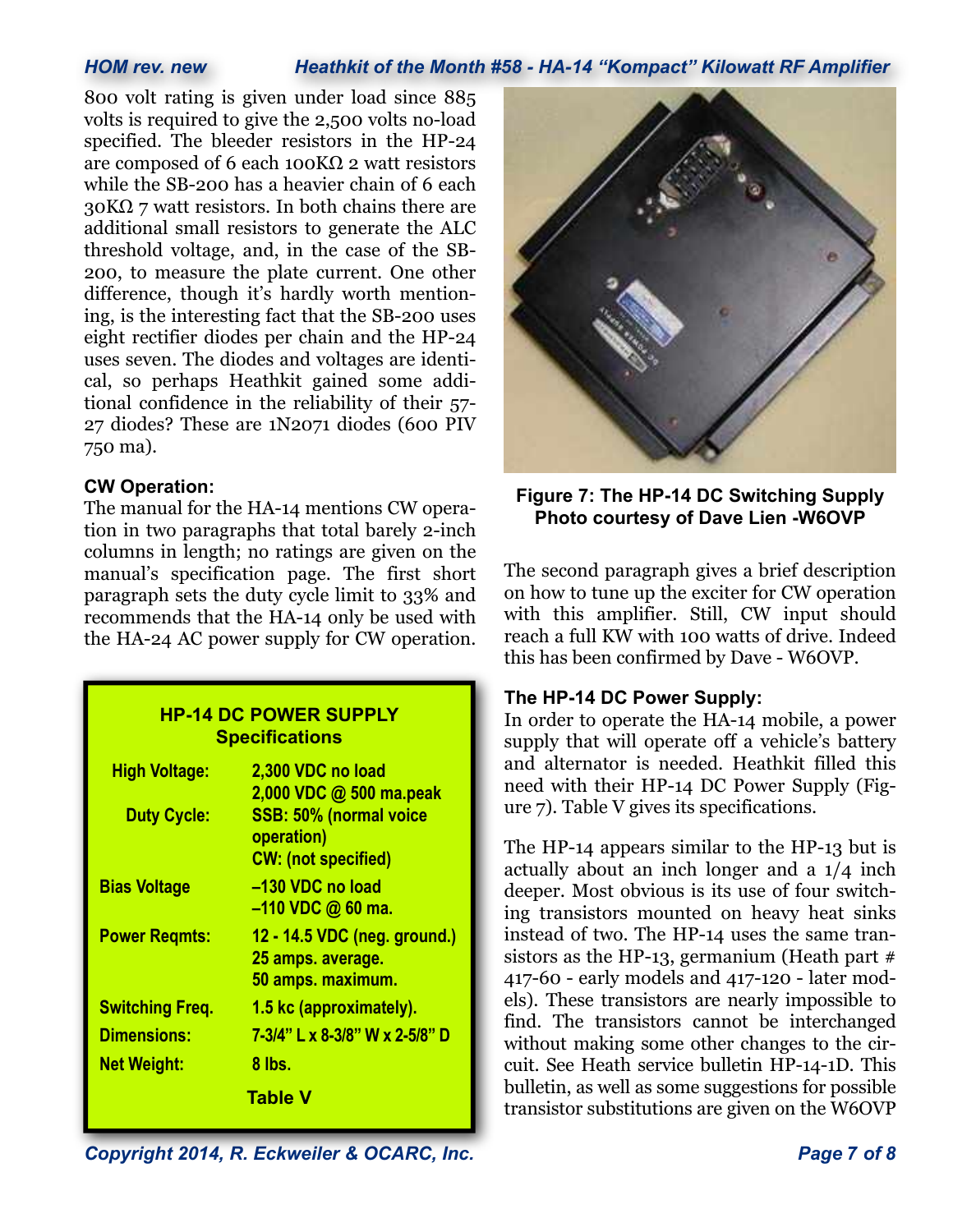800 volt rating is given under load since 885 volts is required to give the 2,500 volts no-load specified. The bleeder resistors in the HP-24 are composed of 6 each 100KΩ 2 watt resistors while the SB-200 has a heavier chain of 6 each 30KΩ 7 watt resistors. In both chains there are additional small resistors to generate the ALC threshold voltage, and, in the case of the SB-200, to measure the plate current. One other difference, though it's hardly worth mentioning, is the interesting fact that the SB-200 uses eight rectifier diodes per chain and the HP-24 uses seven. The diodes and voltages are identical, so perhaps Heathkit gained some additional confidence in the reliability of their 57-27 diodes? These are 1N2071 diodes (600 PIV 750 ma).

### CW Operation:

The manual for the HA-14 mentions CW operation in two paragraphs that total barely 2-inch columns in length; no ratings are given on the manual's specification page. The first short paragraph sets the duty cycle limit to 33% and recommends that the HA-14 only be used with the HA-24 AC power supply for CW operation.

| HP-14 DC POWER SUPPLY Specifications | |
|---|---|
| High Voltage: | 2,300 VDC no load<br>2,000 VDC @ 500 ma.peak |
| Duty Cycle: | SSB: 50% (normal voice operation)<br>CW: (not specified) |
| Bias Voltage | –130 VDC no load<br>–110 VDC @ 60 ma. |
| Power Reqmts: | 12 - 14.5 VDC (neg. ground.)<br>25 amps. average.<br>50 amps. maximum. |
| Switching Freq. | 1.5 kc (approximately). |
| Dimensions: | 7-3/4" L x 8-3/8" W x 2-5/8" D |
| Net Weight: | 8 lbs. |

Table V

**Figure 7: The HP-14 DC Switching Supply Photo courtesy of Dave Lien -W6OVP**

The second paragraph gives a brief description on how to tune up the exciter for CW operation with this amplifier. Still, CW input should reach a full KW with 100 watts of drive. Indeed this has been confirmed by Dave - W6OVP.

### The HP-14 DC Power Supply:

In order to operate the HA-14 mobile, a power supply that will operate off a vehicle's battery and alternator is needed. Heathkit filled this need with their HP-14 DC Power Supply (Figure 7). Table V gives its specifications.

The HP-14 appears similar to the HP-13 but is actually about an inch longer and a 1/4 inch deeper. Most obvious is its use of four switching transistors mounted on heavy heat sinks instead of two. The HP-14 uses the same transistors as the HP-13, germanium (Heath part # 417-60 - early models and 417-120 - later models). These transistors are nearly impossible to find. The transistors cannot be interchanged without making some other changes to the circuit. See Heath service bulletin HP-14-1D. This bulletin, as well as some suggestions for possible transistor substitutions are given on the W6OVP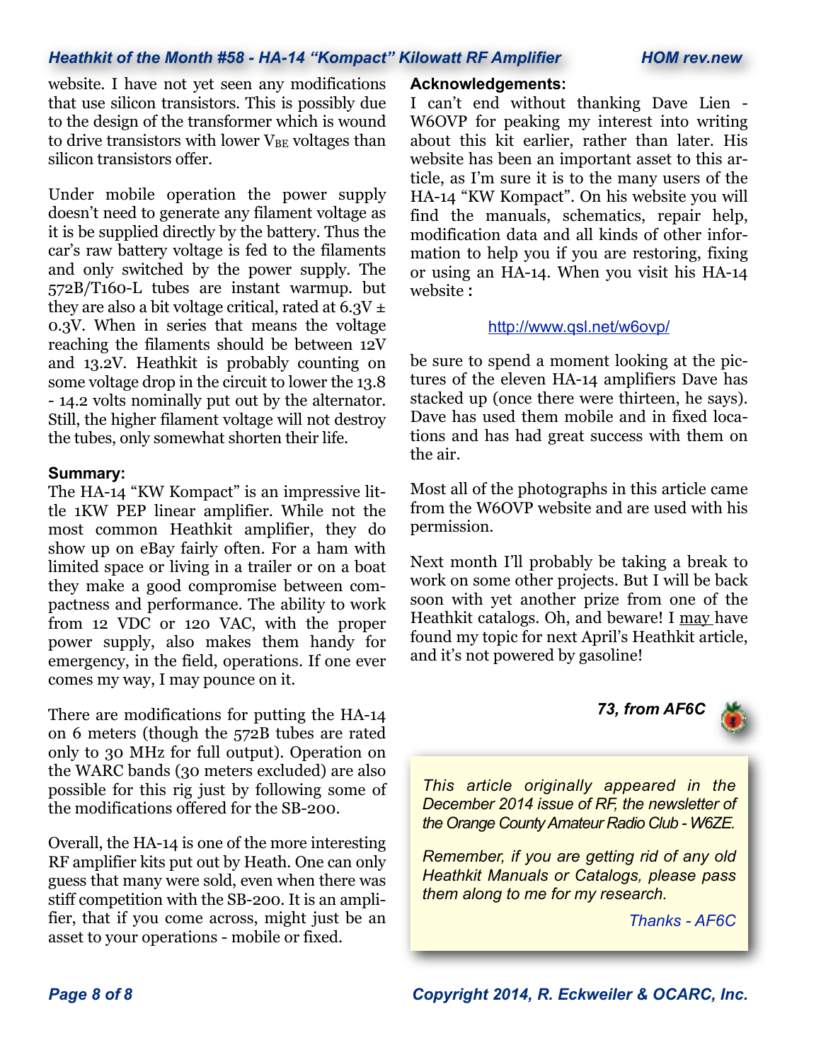website. I have not yet seen any modifications that use silicon transistors. This is possibly due to the design of the transformer which is wound to drive transistors with lower $V_{BE}$ voltages than silicon transistors offer.

Under mobile operation the power supply doesn't need to generate any filament voltage as it is be supplied directly by the battery. Thus the car's raw battery voltage is fed to the filaments and only switched by the power supply. The 572B/T160-L tubes are instant warmup. but they are also a bit voltage critical, rated at 6.3V ± 0.3V. When in series that means the voltage reaching the filaments should be between 12V and 13.2V. Heathkit is probably counting on some voltage drop in the circuit to lower the 13.8 - 14.2 volts nominally put out by the alternator. Still, the higher filament voltage will not destroy the tubes, only somewhat shorten their life.

### Summary:

The HA-14 "KW Kompact" is an impressive little 1KW PEP linear amplifier. While not the most common Heathkit amplifier, they do show up on eBay fairly often. For a ham with limited space or living in a trailer or on a boat they make a good compromise between compactness and performance. The ability to work from 12 VDC or 120 VAC, with the proper power supply, also makes them handy for emergency, in the field, operations. If one ever comes my way, I may pounce on it.

There are modifications for putting the HA-14 on 6 meters (though the 572B tubes are rated only to 30 MHz for full output). Operation on the WARC bands (30 meters excluded) are also possible for this rig just by following some of the modifications offered for the SB-200.

Overall, the HA-14 is one of the more interesting RF amplifier kits put out by Heath. One can only guess that many were sold, even when there was stiff competition with the SB-200. It is an amplifier, that if you come across, might just be an asset to your operations - mobile or fixed.

### Acknowledgements:

I can't end without thanking Dave Lien - W6OVP for peaking my interest into writing about this kit earlier, rather than later. His website has been an important asset to this article, as I'm sure it is to the many users of the HA-14 "KW Kompact". On his website you will find the manuals, schematics, repair help, modification data and all kinds of other information to help you if you are restoring, fixing or using an HA-14. When you visit his HA-14 website :

http://www.qsl.net/w6ovp/

be sure to spend a moment looking at the pictures of the eleven HA-14 amplifiers Dave has stacked up (once there were thirteen, he says). Dave has used them mobile and in fixed locations and has had great success with them on the air.

Most all of the photographs in this article came from the W6OVP website and are used with his permission.

Next month I'll probably be taking a break to work on some other projects. But I will be back soon with yet another prize from one of the Heathkit catalogs. Oh, and beware! I may have found my topic for next April's Heathkit article, and it's not powered by gasoline!

***73, from AF6C***

*This article originally appeared in the December 2014 issue of RF, the newsletter of the Orange County Amateur Radio Club - W6ZE.*

*Remember, if you are getting rid of any old Heathkit Manuals or Catalogs, please pass them along to me for my research.*

*Thanks - AF6C*